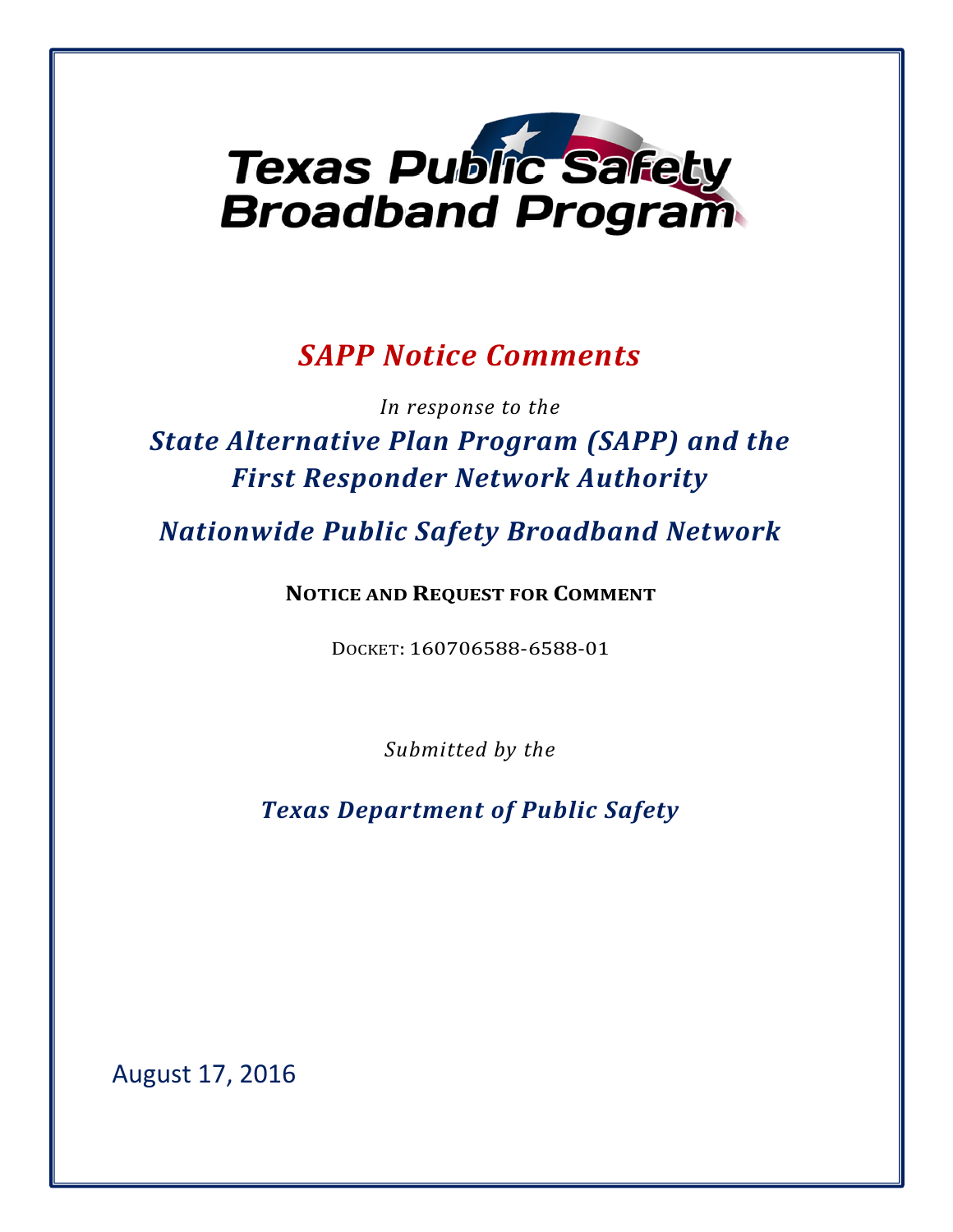# Texas Public Safety Broadband Program

## *SAPP Notice Comments*

*In response to the*

### *State Alternative Plan Program (SAPP) and the First Responder Network Authority*

### *Nationwide Public Safety Broadband Network*

**NOTICE AND REQUEST FOR COMMENT**

DOCKET: 160706588-6588-01

*Submitted by the*

### *Texas Department of Public Safety*

August 17, 2016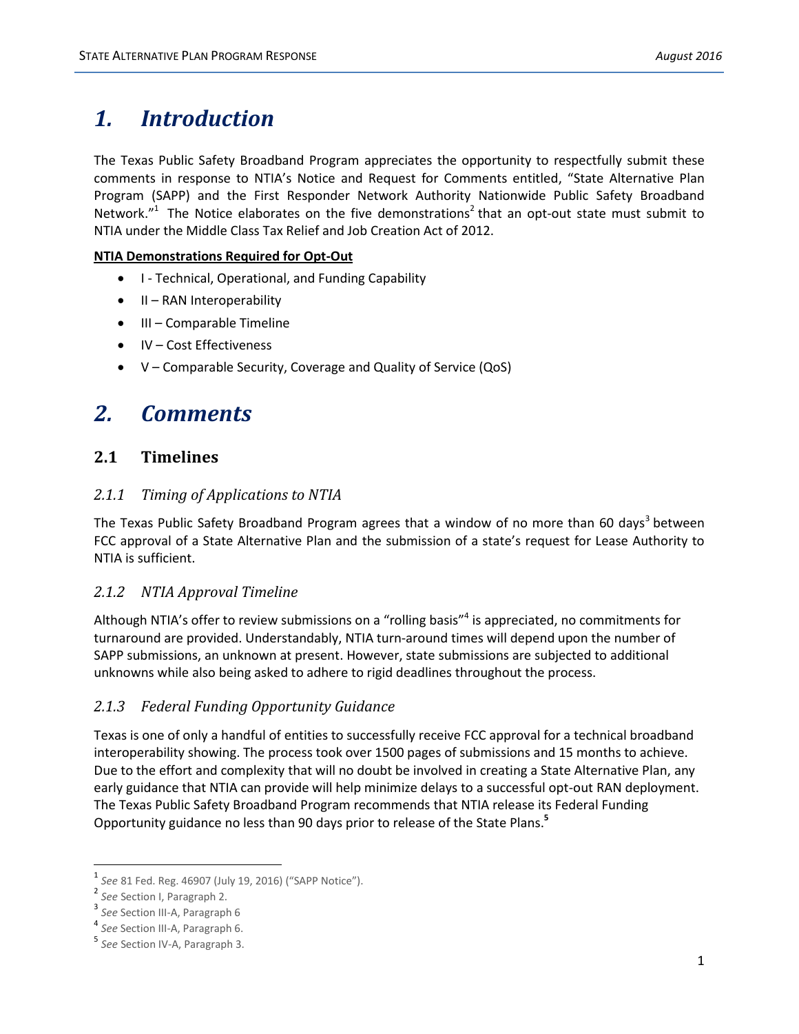# 1. Introduction

The Texas Public Safety Broadband Program appreciates the opportunity to respectfully submit these comments in response to NTIA's Notice and Request for Comments entitled, "State Alternative Plan Program (SAPP) and the First Responder Network Authority Nationwide Public Safety Broadband Network."[1] The Notice elaborates on the five demonstrations[2] that an opt-out state must submit to NTIA under the Middle Class Tax Relief and Job Creation Act of 2012.

**NTIA Demonstrations Required for Opt-Out**

- I - Technical, Operational, and Funding Capability
- II – RAN Interoperability
- III – Comparable Timeline
- IV – Cost Effectiveness
- V – Comparable Security, Coverage and Quality of Service (QoS)

# 2. Comments

## 2.1 Timelines

### 2.1.1 Timing of Applications to NTIA

The Texas Public Safety Broadband Program agrees that a window of no more than 60 days[3] between FCC approval of a State Alternative Plan and the submission of a state's request for Lease Authority to NTIA is sufficient.

### 2.1.2 NTIA Approval Timeline

Although NTIA's offer to review submissions on a "rolling basis"[4] is appreciated, no commitments for turnaround are provided. Understandably, NTIA turn-around times will depend upon the number of SAPP submissions, an unknown at present. However, state submissions are subjected to additional unknowns while also being asked to adhere to rigid deadlines throughout the process.

### 2.1.3 Federal Funding Opportunity Guidance

Texas is one of only a handful of entities to successfully receive FCC approval for a technical broadband interoperability showing. The process took over 1500 pages of submissions and 15 months to achieve. Due to the effort and complexity that will no doubt be involved in creating a State Alternative Plan, any early guidance that NTIA can provide will help minimize delays to a successful opt-out RAN deployment. The Texas Public Safety Broadband Program recommends that NTIA release its Federal Funding Opportunity guidance no less than 90 days prior to release of the State Plans.[5]

---

[1] *See* 81 Fed. Reg. 46907 (July 19, 2016) ("SAPP Notice").

[2] *See* Section I, Paragraph 2.

[3] *See* Section III-A, Paragraph 6

[4] *See* Section III-A, Paragraph 6.

[5] *See* Section IV-A, Paragraph 3.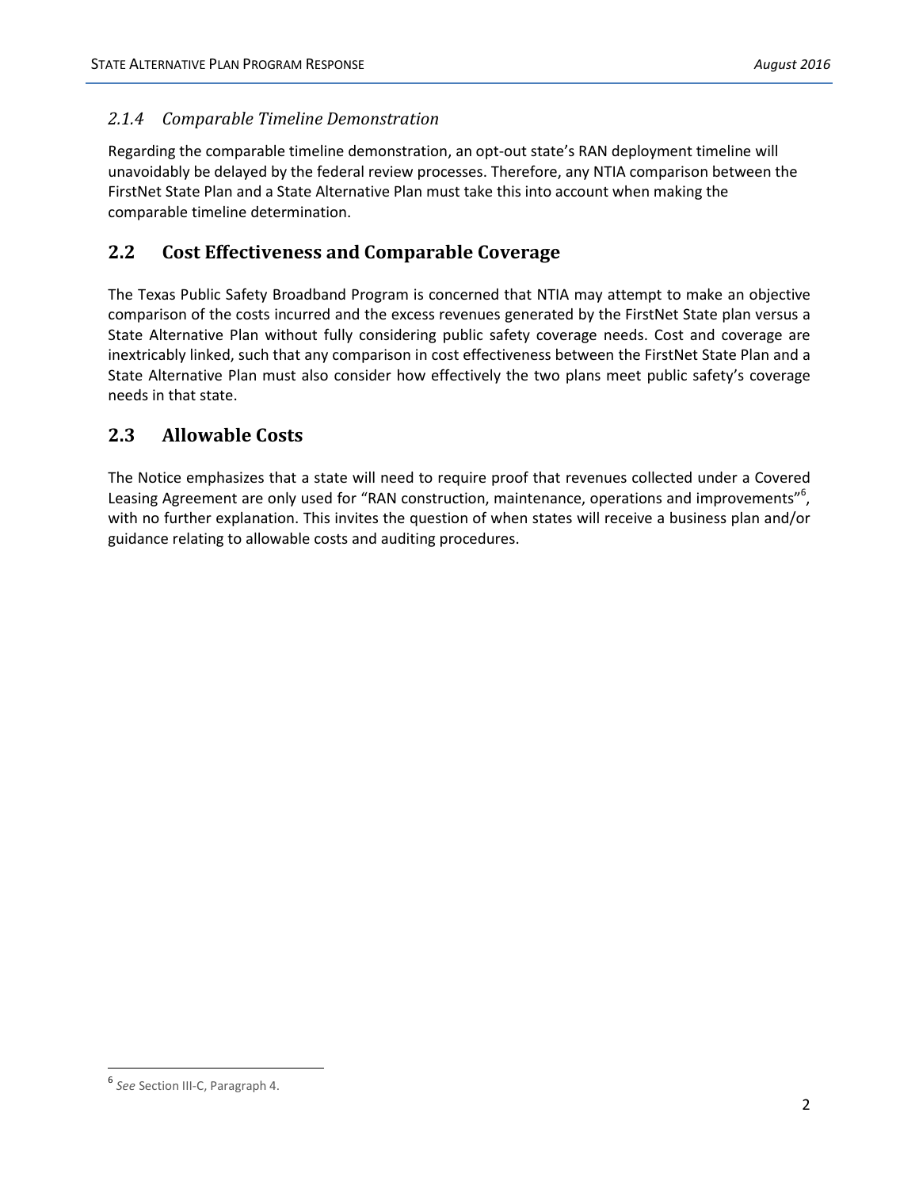### *2.1.4 Comparable Timeline Demonstration*

Regarding the comparable timeline demonstration, an opt-out state's RAN deployment timeline will unavoidably be delayed by the federal review processes. Therefore, any NTIA comparison between the FirstNet State Plan and a State Alternative Plan must take this into account when making the comparable timeline determination.

## 2.2 Cost Effectiveness and Comparable Coverage

The Texas Public Safety Broadband Program is concerned that NTIA may attempt to make an objective comparison of the costs incurred and the excess revenues generated by the FirstNet State plan versus a State Alternative Plan without fully considering public safety coverage needs. Cost and coverage are inextricably linked, such that any comparison in cost effectiveness between the FirstNet State Plan and a State Alternative Plan must also consider how effectively the two plans meet public safety's coverage needs in that state.

## 2.3 Allowable Costs

The Notice emphasizes that a state will need to require proof that revenues collected under a Covered Leasing Agreement are only used for "RAN construction, maintenance, operations and improvements"[6], with no further explanation. This invites the question of when states will receive a business plan and/or guidance relating to allowable costs and auditing procedures.

---

[6] *See* Section III-C, Paragraph 4.